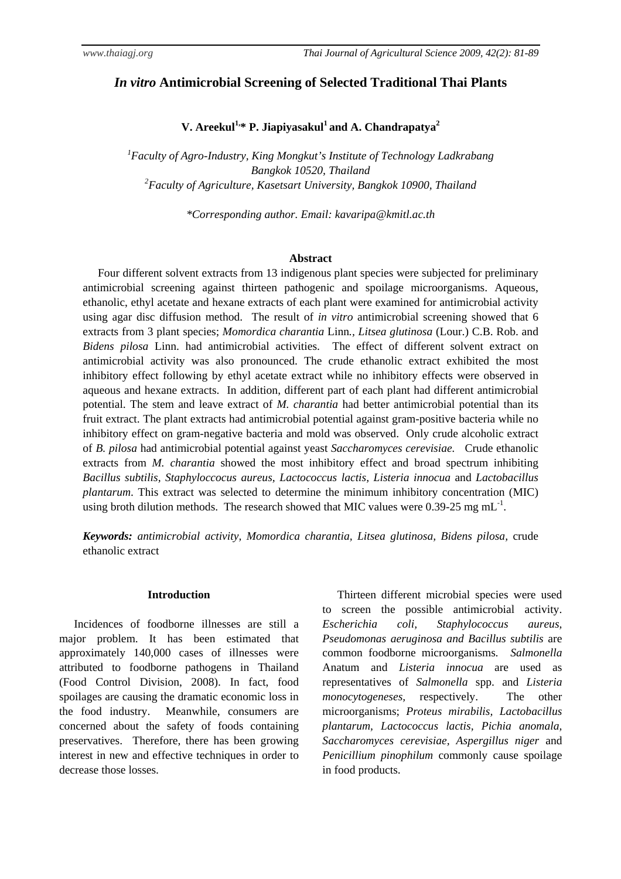# *In vitro* Antimicrobial Screening of Selected Traditional Thai Plants

**V. Areekul[1,*] P. Jiapiyasakul[1] and A. Chandrapatya[2]**

*[1]Faculty of Agro-Industry, King Mongkut's Institute of Technology Ladkrabang Bangkok 10520, Thailand*
*[2]Faculty of Agriculture, Kasetsart University, Bangkok 10900, Thailand*

*\*Corresponding author. Email: kavaripa@kmitl.ac.th*

### Abstract

Four different solvent extracts from 13 indigenous plant species were subjected for preliminary antimicrobial screening against thirteen pathogenic and spoilage microorganisms. Aqueous, ethanolic, ethyl acetate and hexane extracts of each plant were examined for antimicrobial activity using agar disc diffusion method. The result of *in vitro* antimicrobial screening showed that 6 extracts from 3 plant species; *Momordica charantia* Linn., *Litsea glutinosa* (Lour.) C.B. Rob. and *Bidens pilosa* Linn. had antimicrobial activities. The effect of different solvent extract on antimicrobial activity was also pronounced. The crude ethanolic extract exhibited the most inhibitory effect following by ethyl acetate extract while no inhibitory effects were observed in aqueous and hexane extracts. In addition, different part of each plant had different antimicrobial potential. The stem and leave extract of *M. charantia* had better antimicrobial potential than its fruit extract. The plant extracts had antimicrobial potential against gram-positive bacteria while no inhibitory effect on gram-negative bacteria and mold was observed. Only crude alcoholic extract of *B. pilosa* had antimicrobial potential against yeast *Saccharomyces cerevisiae.* Crude ethanolic extracts from *M. charantia* showed the most inhibitory effect and broad spectrum inhibiting *Bacillus subtilis*, *Staphyloccocus aureus*, *Lactococcus lactis*, *Listeria innocua* and *Lactobacillus plantarum*. This extract was selected to determine the minimum inhibitory concentration (MIC) using broth dilution methods. The research showed that MIC values were 0.39-25 mg $mL^{-1}$.

***Keywords:*** *antimicrobial activity*, *Momordica charantia*, *Litsea glutinosa*, *Bidens pilosa*, crude ethanolic extract

### Introduction

Incidences of foodborne illnesses are still a major problem. It has been estimated that approximately 140,000 cases of illnesses were attributed to foodborne pathogens in Thailand (Food Control Division, 2008). In fact, food spoilages are causing the dramatic economic loss in the food industry. Meanwhile, consumers are concerned about the safety of foods containing preservatives. Therefore, there has been growing interest in new and effective techniques in order to decrease those losses.

Thirteen different microbial species were used to screen the possible antimicrobial activity. *Escherichia coli*, *Staphylococcus aureus*, *Pseudomonas aeruginosa and Bacillus subtilis* are common foodborne microorganisms. *Salmonella* Anatum and *Listeria innocua* are used as representatives of *Salmonella* spp. and *Listeria monocytogeneses*, respectively. The other microorganisms; *Proteus mirabilis*, *Lactobacillus plantarum*, *Lactococcus lactis*, *Pichia anomala*, *Saccharomyces cerevisiae*, *Aspergillus niger* and *Penicillium pinophilum* commonly cause spoilage in food products.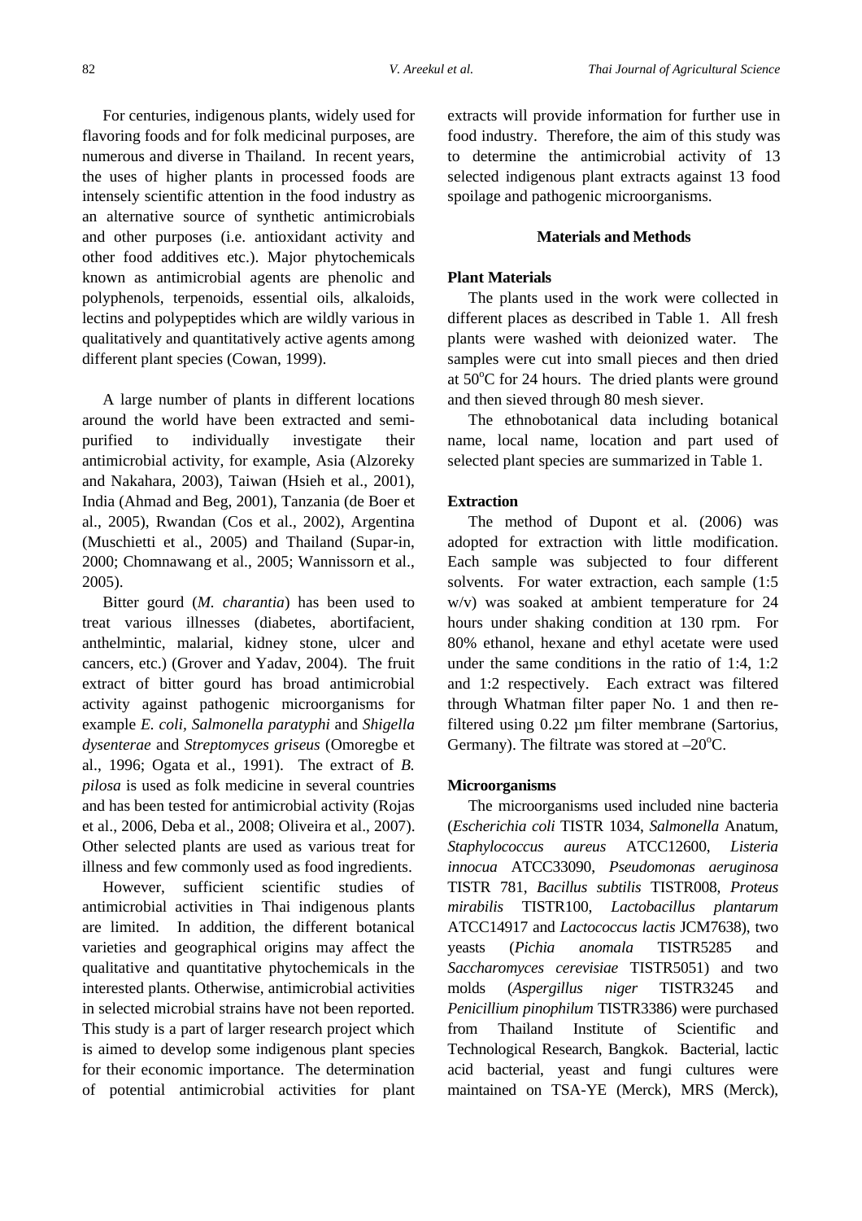For centuries, indigenous plants, widely used for flavoring foods and for folk medicinal purposes, are numerous and diverse in Thailand. In recent years, the uses of higher plants in processed foods are intensely scientific attention in the food industry as an alternative source of synthetic antimicrobials and other purposes (i.e. antioxidant activity and other food additives etc.). Major phytochemicals known as antimicrobial agents are phenolic and polyphenols, terpenoids, essential oils, alkaloids, lectins and polypeptides which are wildly various in qualitatively and quantitatively active agents among different plant species (Cowan, 1999).

A large number of plants in different locations around the world have been extracted and semi-purified to individually investigate their antimicrobial activity, for example, Asia (Alzoreky and Nakahara, 2003), Taiwan (Hsieh et al., 2001), India (Ahmad and Beg, 2001), Tanzania (de Boer et al., 2005), Rwandan (Cos et al., 2002), Argentina (Muschietti et al., 2005) and Thailand (Supar-in, 2000; Chomnawang et al., 2005; Wannissorn et al., 2005).

Bitter gourd (*M. charantia*) has been used to treat various illnesses (diabetes, abortifacient, anthelmintic, malarial, kidney stone, ulcer and cancers, etc.) (Grover and Yadav, 2004). The fruit extract of bitter gourd has broad antimicrobial activity against pathogenic microorganisms for example *E. coli*, *Salmonella paratyphi* and *Shigella dysenterae* and *Streptomyces griseus* (Omoregbe et al., 1996; Ogata et al., 1991). The extract of *B. pilosa* is used as folk medicine in several countries and has been tested for antimicrobial activity (Rojas et al., 2006, Deba et al., 2008; Oliveira et al., 2007). Other selected plants are used as various treat for illness and few commonly used as food ingredients.

However, sufficient scientific studies of antimicrobial activities in Thai indigenous plants are limited. In addition, the different botanical varieties and geographical origins may affect the qualitative and quantitative phytochemicals in the interested plants. Otherwise, antimicrobial activities in selected microbial strains have not been reported. This study is a part of larger research project which is aimed to develop some indigenous plant species for their economic importance. The determination of potential antimicrobial activities for plant extracts will provide information for further use in food industry. Therefore, the aim of this study was to determine the antimicrobial activity of 13 selected indigenous plant extracts against 13 food spoilage and pathogenic microorganisms.

## Materials and Methods

### Plant Materials

The plants used in the work were collected in different places as described in Table 1. All fresh plants were washed with deionized water. The samples were cut into small pieces and then dried at 50°C for 24 hours. The dried plants were ground and then sieved through 80 mesh siever.

The ethnobotanical data including botanical name, local name, location and part used of selected plant species are summarized in Table 1.

### Extraction

The method of Dupont et al. (2006) was adopted for extraction with little modification. Each sample was subjected to four different solvents. For water extraction, each sample (1:5 w/v) was soaked at ambient temperature for 24 hours under shaking condition at 130 rpm. For 80% ethanol, hexane and ethyl acetate were used under the same conditions in the ratio of 1:4, 1:2 and 1:2 respectively. Each extract was filtered through Whatman filter paper No. 1 and then re-filtered using 0.22 µm filter membrane (Sartorius, Germany). The filtrate was stored at –20°C.

### Microorganisms

The microorganisms used included nine bacteria (*Escherichia coli* TISTR 1034, *Salmonella* Anatum, *Staphylococcus aureus* ATCC12600, *Listeria innocua* ATCC33090, *Pseudomonas aeruginosa* TISTR 781, *Bacillus subtilis* TISTR008, *Proteus mirabilis* TISTR100, *Lactobacillus plantarum* ATCC14917 and *Lactococcus lactis* JCM7638), two yeasts (*Pichia anomala* TISTR5285 and *Saccharomyces cerevisiae* TISTR5051) and two molds (*Aspergillus niger* TISTR3245 and *Penicillium pinophilum* TISTR3386) were purchased from Thailand Institute of Scientific and Technological Research, Bangkok. Bacterial, lactic acid bacterial, yeast and fungi cultures were maintained on TSA-YE (Merck), MRS (Merck),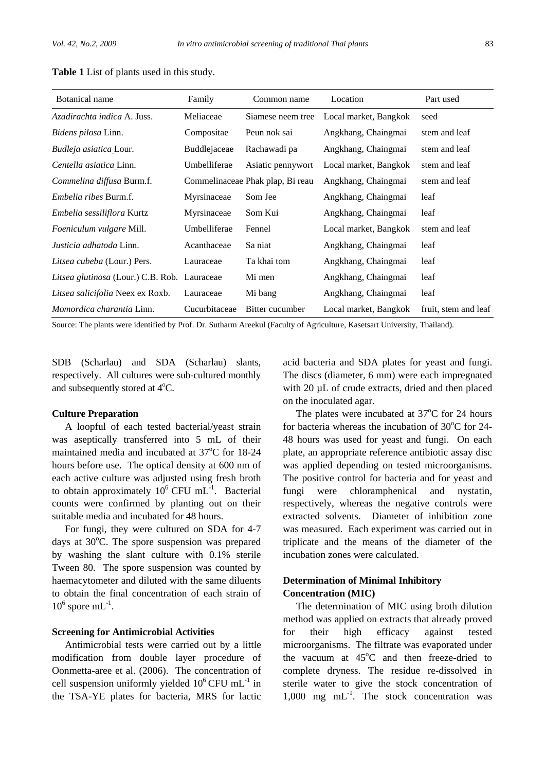**Table 1** List of plants used in this study.

| Botanical name | Family | Common name | Location | Part used |
|---|---|---|---|---|
| *Azadirachta indica* A. Juss. | Meliaceae | Siamese neem tree | Local market, Bangkok | seed |
| *Bidens pilosa* Linn. | Compositae | Peun nok sai | Angkhang, Chaingmai | stem and leaf |
| *Budleja asiatica* Lour. | Buddlejaceae | Rachawadi pa | Angkhang, Chaingmai | stem and leaf |
| *Centella asiatica* Linn. | Umbelliferae | Asiatic pennywort | Local market, Bangkok | stem and leaf |
| *Commelina diffusa* Burm.f. | Commelinaceae | Phak plap, Bi reau | Angkhang, Chaingmai | stem and leaf |
| *Embelia ribes* Burm.f. | Myrsinaceae | Som Jee | Angkhang, Chaingmai | leaf |
| *Embelia sessiliflora* Kurtz | Myrsinaceae | Som Kui | Angkhang, Chaingmai | leaf |
| *Foeniculum vulgare* Mill. | Umbelliferae | Fennel | Local market, Bangkok | stem and leaf |
| *Justicia adhatoda* Linn. | Acanthaceae | Sa niat | Angkhang, Chaingmai | leaf |
| *Litsea cubeba* (Lour.) Pers. | Lauraceae | Ta khai tom | Angkhang, Chaingmai | leaf |
| *Litsea glutinosa* (Lour.) C.B. Rob. | Lauraceae | Mi men | Angkhang, Chaingmai | leaf |
| *Litsea salicifolia* Neex ex Roxb. | Lauraceae | Mi bang | Angkhang, Chaingmai | leaf |
| *Momordica charantia* Linn. | Cucurbitaceae | Bitter cucumber | Local market, Bangkok | fruit, stem and leaf |

Source: The plants were identified by Prof. Dr. Sutharm Areekul (Faculty of Agriculture, Kasetsart University, Thailand).

SDB (Scharlau) and SDA (Scharlau) slants, respectively. All cultures were sub-cultured monthly and subsequently stored at 4°C.

**Culture Preparation**

A loopful of each tested bacterial/yeast strain was aseptically transferred into 5 mL of their maintained media and incubated at 37°C for 18-24 hours before use. The optical density at 600 nm of each active culture was adjusted using fresh broth to obtain approximately $10^6$ CFU $mL^{-1}$. Bacterial counts were confirmed by planting out on their suitable media and incubated for 48 hours.

For fungi, they were cultured on SDA for 4-7 days at 30°C. The spore suspension was prepared by washing the slant culture with 0.1% sterile Tween 80. The spore suspension was counted by haemacytometer and diluted with the same diluents to obtain the final concentration of each strain of $10^6$ spore $mL^{-1}$.

**Screening for Antimicrobial Activities**

Antimicrobial tests were carried out by a little modification from double layer procedure of Oonmetta-aree et al. (2006). The concentration of cell suspension uniformly yielded $10^6$ CFU $mL^{-1}$ in the TSA-YE plates for bacteria, MRS for lactic acid bacteria and SDA plates for yeast and fungi. The discs (diameter, 6 mm) were each impregnated with 20 µL of crude extracts, dried and then placed on the inoculated agar.

The plates were incubated at 37°C for 24 hours for bacteria whereas the incubation of 30°C for 24-48 hours was used for yeast and fungi. On each plate, an appropriate reference antibiotic assay disc was applied depending on tested microorganisms. The positive control for bacteria and for yeast and fungi were chloramphenical and nystatin, respectively, whereas the negative controls were extracted solvents. Diameter of inhibition zone was measured. Each experiment was carried out in triplicate and the means of the diameter of the incubation zones were calculated.

**Determination of Minimal Inhibitory Concentration (MIC)**

The determination of MIC using broth dilution method was applied on extracts that already proved for their high efficacy against tested microorganisms. The filtrate was evaporated under the vacuum at 45°C and then freeze-dried to complete dryness. The residue re-dissolved in sterile water to give the stock concentration of 1,000 mg $mL^{-1}$. The stock concentration was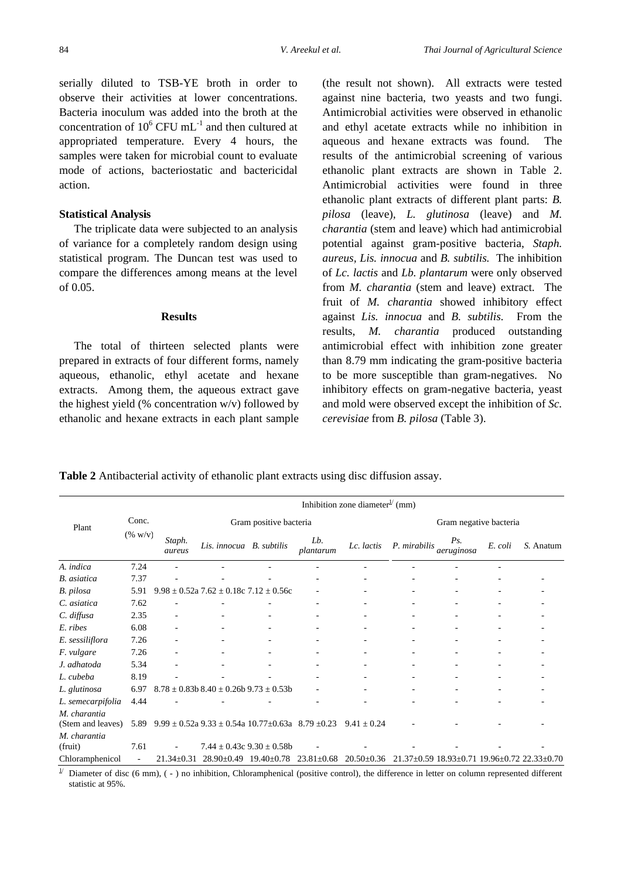serially diluted to TSB-YE broth in order to observe their activities at lower concentrations. Bacteria inoculum was added into the broth at the concentration of $10^6$ CFU $mL^{-1}$ and then cultured at appropriated temperature. Every 4 hours, the samples were taken for microbial count to evaluate mode of actions, bacteriostatic and bactericidal action.

**Statistical Analysis**

The triplicate data were subjected to an analysis of variance for a completely random design using statistical program. The Duncan test was used to compare the differences among means at the level of 0.05.

## Results

The total of thirteen selected plants were prepared in extracts of four different forms, namely aqueous, ethanolic, ethyl acetate and hexane extracts. Among them, the aqueous extract gave the highest yield (% concentration w/v) followed by ethanolic and hexane extracts in each plant sample (the result not shown). All extracts were tested against nine bacteria, two yeasts and two fungi. Antimicrobial activities were observed in ethanolic and ethyl acetate extracts while no inhibition in aqueous and hexane extracts was found. The results of the antimicrobial screening of various ethanolic plant extracts are shown in Table 2. Antimicrobial activities were found in three ethanolic plant extracts of different plant parts: *B. pilosa* (leave), *L. glutinosa* (leave) and *M. charantia* (stem and leave) which had antimicrobial potential against gram-positive bacteria, *Staph. aureus*, *Lis. innocua* and *B. subtilis.* The inhibition of *Lc. lactis* and *Lb. plantarum* were only observed from *M. charantia* (stem and leave) extract. The fruit of *M. charantia* showed inhibitory effect against *Lis. innocua* and *B. subtilis*. From the results, *M. charantia* produced outstanding antimicrobial effect with inhibition zone greater than 8.79 mm indicating the gram-positive bacteria to be more susceptible than gram-negatives. No inhibitory effects on gram-negative bacteria, yeast and mold were observed except the inhibition of *Sc. cerevisiae* from *B. pilosa* (Table 3).

**Table 2** Antibacterial activity of ethanolic plant extracts using disc diffusion assay.

| Plant | Conc. (% w/v) | Inhibition zone diameter[1/] (mm) | | | | | | | | |
|---|---|---|---|---|---|---|---|---|---|---|
| | | Gram positive bacteria | | | | | Gram negative bacteria | | | |
| | | *Staph. aureus* | *Lis. innocua* | *B. subtilis* | *Lb. plantarum* | *Lc. lactis* | *P. mirabilis* | *Ps. aeruginosa* | *E. coli* | *S.* Anatum |
| *A. indica* | 7.24 | - | - | - | - | - | - | - | - | |
| *B. asiatica* | 7.37 | - | - | - | - | - | - | - | - | - |
| *B. pilosa* | 5.91 | 9.98 ± 0.52a | 7.62 ± 0.18c | 7.12 ± 0.56c | - | - | - | - | - | - |
| *C. asiatica* | 7.62 | - | - | - | - | - | - | - | - | - |
| *C. diffusa* | 2.35 | - | - | - | - | - | - | - | - | - |
| *E. ribes* | 6.08 | - | - | - | - | - | - | - | - | - |
| *E. sessiliflora* | 7.26 | - | - | - | - | - | - | - | - | - |
| *F. vulgare* | 7.26 | - | - | - | - | - | - | - | - | - |
| *J. adhatoda* | 5.34 | - | - | - | - | - | - | - | - | - |
| *L. cubeba* | 8.19 | - | - | - | - | - | - | - | - | - |
| *L. glutinosa* | 6.97 | 8.78 ± 0.83b | 8.40 ± 0.26b | 9.73 ± 0.53b | - | - | - | - | - | - |
| *L. semecarpifolia* | 4.44 | - | - | - | - | - | - | - | - | - |
| *M. charantia* (Stem and leaves) | 5.89 | 9.99 ± 0.52a | 9.33 ± 0.54a | 10.77±0.63a | 8.79 ±0.23 | 9.41 ± 0.24 | - | - | - | - |
| *M. charantia* (fruit) | 7.61 | - | 7.44 ± 0.43c | 9.30 ± 0.58b | - | - | - | - | - | - |
| Chloramphenicol | - | 21.34±0.31 | 28.90±0.49 | 19.40±0.78 | 23.81±0.68 | 20.50±0.36 | 21.37±0.59 | 18.93±0.71 | 19.96±0.72 | 22.33±0.70 |

[1/] Diameter of disc (6 mm), ( - ) no inhibition, Chloramphenical (positive control), the difference in letter on column represented different statistic at 95%.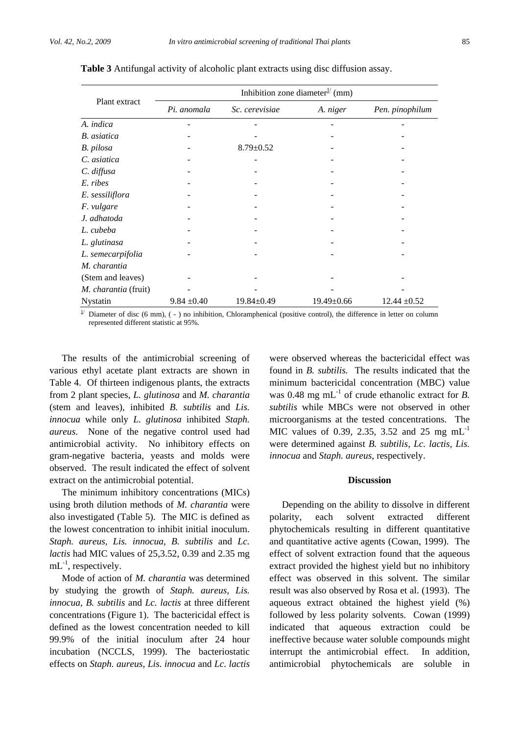**Table 3** Antifungal activity of alcoholic plant extracts using disc diffusion assay.

| Plant extract | Inhibition zone diameter[1/] (mm) | | | |
|---|---|---|---|---|
| | *Pi. anomala* | *Sc. cerevisiae* | *A. niger* | *Pen. pinophilum* |
| *A. indica* | - | - | - | - |
| *B. asiatica* | - | - | - | - |
| *B. pilosa* | - | 8.79±0.52 | - | - |
| *C. asiatica* | - | - | - | - |
| *C. diffusa* | - | - | - | - |
| *E. ribes* | - | - | - | - |
| *E. sessiliflora* | - | - | - | - |
| *F. vulgare* | - | - | - | - |
| *J. adhatoda* | - | - | - | - |
| *L. cubeba* | - | - | - | - |
| *L. glutinasa* | - | - | - | - |
| *L. semecarpifolia* | - | - | - | - |
| *M. charantia* (Stem and leaves) | - | - | - | - |
| *M. charantia* (fruit) | - | - | - | - |
| Nystatin | 9.84 ±0.40 | 19.84±0.49 | 19.49±0.66 | 12.44 ±0.52 |

[1/] Diameter of disc (6 mm), ( - ) no inhibition, Chloramphenical (positive control), the difference in letter on column represented different statistic at 95%.

The results of the antimicrobial screening of various ethyl acetate plant extracts are shown in Table 4. Of thirteen indigenous plants, the extracts from 2 plant species, *L. glutinosa* and *M. charantia* (stem and leaves), inhibited *B. subtilis* and *Lis. innocua* while only *L. glutinosa* inhibited *Staph. aureus*. None of the negative control used had antimicrobial activity. No inhibitory effects on gram-negative bacteria, yeasts and molds were observed. The result indicated the effect of solvent extract on the antimicrobial potential.

The minimum inhibitory concentrations (MICs) using broth dilution methods of *M. charantia* were also investigated (Table 5). The MIC is defined as the lowest concentration to inhibit initial inoculum. *Staph. aureus, Lis. innocua, B. subtilis* and *Lc. lactis* had MIC values of 25,3.52, 0.39 and 2.35 mg $mL^{-1}$, respectively.

Mode of action of *M. charantia* was determined by studying the growth of *Staph. aureus, Lis. innocua, B. subtilis* and *Lc. lactis* at three different concentrations (Figure 1). The bactericidal effect is defined as the lowest concentration needed to kill 99.9% of the initial inoculum after 24 hour incubation (NCCLS, 1999). The bacteriostatic effects on *Staph. aureus, Lis. innocua* and *Lc. lactis* were observed whereas the bactericidal effect was found in *B. subtilis.* The results indicated that the minimum bactericidal concentration (MBC) value was 0.48 mg $mL^{-1}$ of crude ethanolic extract for *B. subtilis* while MBCs were not observed in other microorganisms at the tested concentrations. The MIC values of 0.39, 2.35, 3.52 and 25 mg $mL^{-1}$ were determined against *B. subtilis, Lc. lactis, Lis. innocua* and *Staph. aureus*, respectively.

## Discussion

Depending on the ability to dissolve in different polarity, each solvent extracted different phytochemicals resulting in different quantitative and quantitative active agents (Cowan, 1999). The effect of solvent extraction found that the aqueous extract provided the highest yield but no inhibitory effect was observed in this solvent. The similar result was also observed by Rosa et al. (1993). The aqueous extract obtained the highest yield (%) followed by less polarity solvents. Cowan (1999) indicated that aqueous extraction could be ineffective because water soluble compounds might interrupt the antimicrobial effect. In addition, antimicrobial phytochemicals are soluble in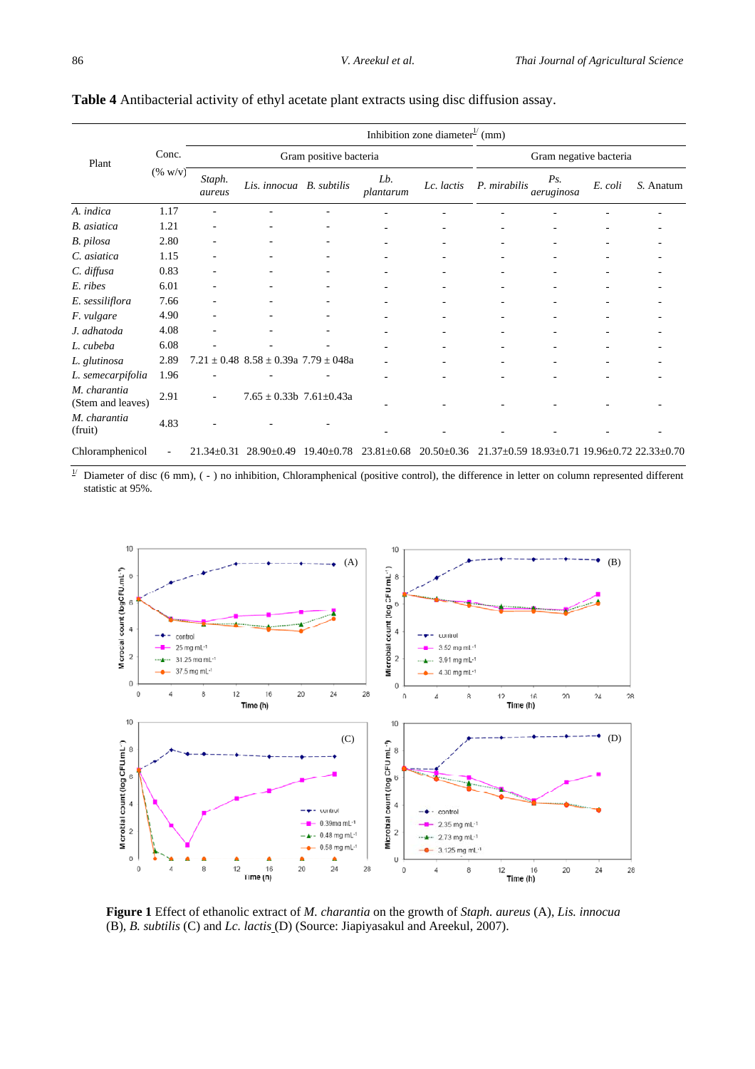**Table 4** Antibacterial activity of ethyl acetate plant extracts using disc diffusion assay.

| Plant | Conc. (% w/v) | Inhibition zone diameter[1/] (mm) | | | | | | | | |
|---|---|---|---|---|---|---|---|---|---|---|
| | | Gram positive bacteria | | | | | Gram negative bacteria | | | |
| | | *Staph. aureus* | *Lis. innocua* | *B. subtilis* | *Lb. plantarum* | *Lc. lactis* | *P. mirabilis* | *Ps. aeruginosa* | *E. coli* | *S.* Anatum |
| *A. indica* | 1.17 | - | - | - | - | - | - | - | - | - |
| *B. asiatica* | 1.21 | - | - | - | - | - | - | - | - | - |
| *B. pilosa* | 2.80 | - | - | - | - | - | - | - | - | - |
| *C. asiatica* | 1.15 | - | - | - | - | - | - | - | - | - |
| *C. diffusa* | 0.83 | - | - | - | - | - | - | - | - | - |
| *E. ribes* | 6.01 | - | - | - | - | - | - | - | - | - |
| *E. sessiliflora* | 7.66 | - | - | - | - | - | - | - | - | - |
| *F. vulgare* | 4.90 | - | - | - | - | - | - | - | - | - |
| *J. adhatoda* | 4.08 | - | - | - | - | - | - | - | - | - |
| *L. cubeba* | 6.08 | - | - | - | - | - | - | - | - | - |
| *L. glutinosa* | 2.89 | 7.21 ± 0.48 | 8.58 ± 0.39a | 7.79 ± 048a | - | - | - | - | - | - |
| *L. semecarpifolia* | 1.96 | - | - | - | - | - | - | - | - | - |
| *M. charantia* (Stem and leaves) | 2.91 | - | 7.65 ± 0.33b | 7.61±0.43a | - | - | - | - | - | - |
| *M. charantia* (fruit) | 4.83 | - | - | - | - | - | - | - | - | - |
| Chloramphenicol | - | 21.34±0.31 | 28.90±0.49 | 19.40±0.78 | 23.81±0.68 | 20.50±0.36 | 21.37±0.59 | 18.93±0.71 | 19.96±0.72 | 22.33±0.70 |

[1/] Diameter of disc (6 mm), ( - ) no inhibition, Chloramphenicol (positive control), the difference in letter on column represented different statistic at 95%.

**Figure 1** Effect of ethanolic extract of *M. charantia* on the growth of *Staph. aureus* (A), *Lis. innocua* (B), *B. subtilis* (C) and *Lc. lactis* (D) (Source: Jiapiyasakul and Areekul, 2007).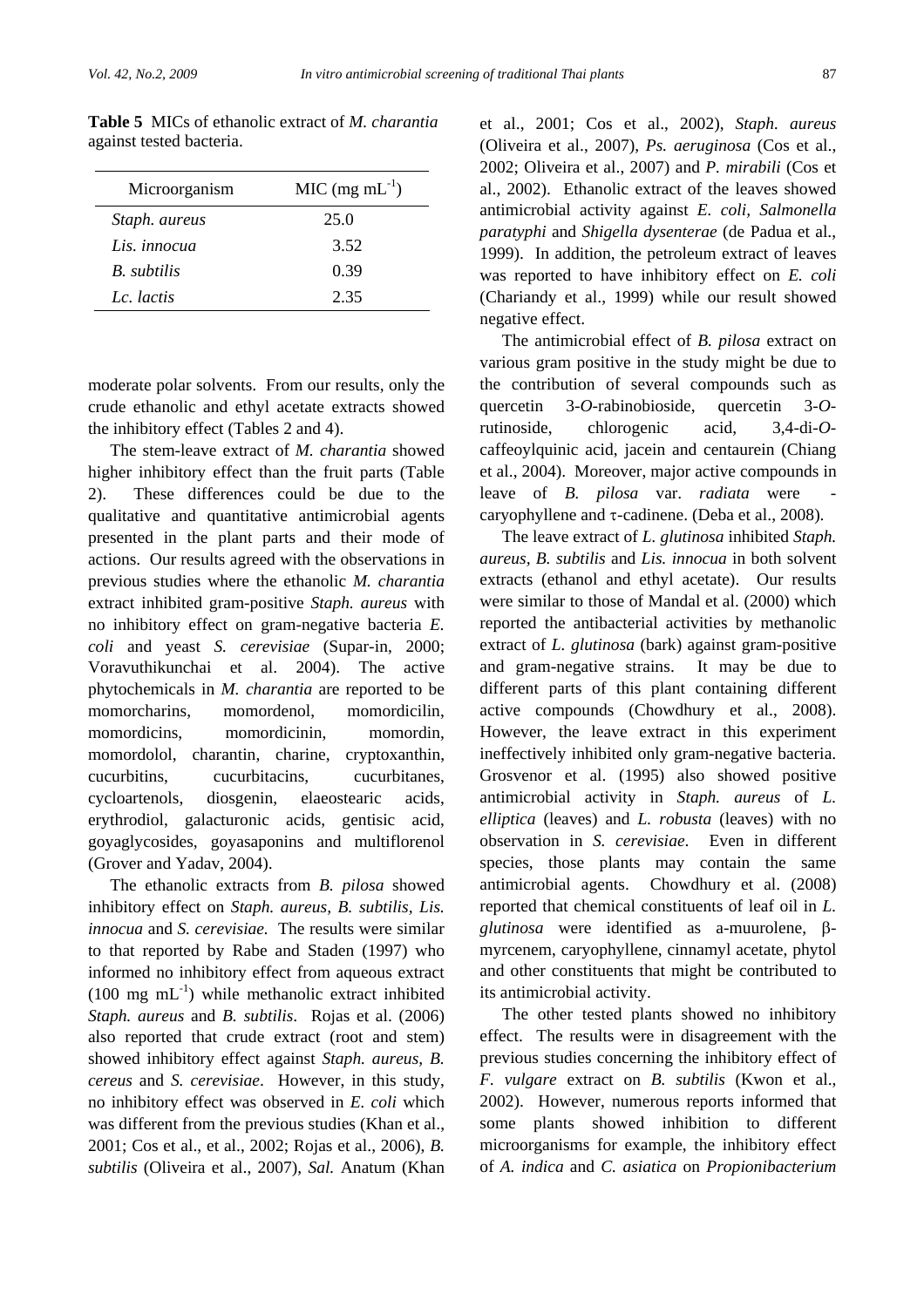**Table 5** MICs of ethanolic extract of *M. charantia* against tested bacteria.

| Microorganism | MIC (mg $mL^{-1}$) |
|---|---|
| *Staph. aureus* | 25.0 |
| *Lis. innocua* | 3.52 |
| *B. subtilis* | 0.39 |
| *Lc. lactis* | 2.35 |

moderate polar solvents. From our results, only the crude ethanolic and ethyl acetate extracts showed the inhibitory effect (Tables 2 and 4).

The stem-leave extract of *M. charantia* showed higher inhibitory effect than the fruit parts (Table 2). These differences could be due to the qualitative and quantitative antimicrobial agents presented in the plant parts and their mode of actions. Our results agreed with the observations in previous studies where the ethanolic *M. charantia* extract inhibited gram-positive *Staph. aureus* with no inhibitory effect on gram-negative bacteria *E. coli* and yeast *S. cerevisiae* (Supar-in, 2000; Voravuthikunchai et al. 2004). The active phytochemicals in *M. charantia* are reported to be momorcharins, momordenol, momordicilin, momordicins, momordicinin, momordin, momordolol, charantin, charine, cryptoxanthin, cucurbitins, cucurbitacins, cucurbitanes, cycloartenols, diosgenin, elaeostearic acids, erythrodiol, galacturonic acids, gentisic acid, goyaglycosides, goyasaponins and multiflorenol (Grover and Yadav, 2004).

The ethanolic extracts from *B. pilosa* showed inhibitory effect on *Staph. aureus*, *B. subtilis*, *Lis. innocua* and *S. cerevisiae*. The results were similar to that reported by Rabe and Staden (1997) who informed no inhibitory effect from aqueous extract (100 mg $mL^{-1}$) while methanolic extract inhibited *Staph. aureus* and *B. subtilis*. Rojas et al. (2006) also reported that crude extract (root and stem) showed inhibitory effect against *Staph. aureus, B. cereus* and *S. cerevisiae*. However, in this study, no inhibitory effect was observed in *E. coli* which was different from the previous studies (Khan et al., 2001; Cos et al., et al., 2002; Rojas et al., 2006), *B. subtilis* (Oliveira et al., 2007), *Sal.* Anatum (Khan et al., 2001; Cos et al., 2002), *Staph. aureus* (Oliveira et al., 2007), *Ps. aeruginosa* (Cos et al., 2002; Oliveira et al., 2007) and *P. mirabili* (Cos et al., 2002). Ethanolic extract of the leaves showed antimicrobial activity against *E. coli*, *Salmonella paratyphi* and *Shigella dysenterae* (de Padua et al., 1999). In addition, the petroleum extract of leaves was reported to have inhibitory effect on *E. coli* (Chariandy et al., 1999) while our result showed negative effect.

The antimicrobial effect of *B. pilosa* extract on various gram positive in the study might be due to the contribution of several compounds such as quercetin 3-*O*-rabinobioside, quercetin 3-*O*-rutinoside, chlorogenic acid, 3,4-di-*O*-caffeoylquinic acid, jacein and centaurein (Chiang et al., 2004). Moreover, major active compounds in leave of *B. pilosa* var. *radiata* were -caryophyllene and τ-cadinene. (Deba et al., 2008).

The leave extract of *L. glutinosa* inhibited *Staph. aureus, B. subtilis* and *Lis. innocua* in both solvent extracts (ethanol and ethyl acetate). Our results were similar to those of Mandal et al. (2000) which reported the antibacterial activities by methanolic extract of *L. glutinosa* (bark) against gram-positive and gram-negative strains. It may be due to different parts of this plant containing different active compounds (Chowdhury et al., 2008). However, the leave extract in this experiment ineffectively inhibited only gram-negative bacteria. Grosvenor et al. (1995) also showed positive antimicrobial activity in *Staph. aureus* of *L. elliptica* (leaves) and *L. robusta* (leaves) with no observation in *S. cerevisiae*. Even in different species, those plants may contain the same antimicrobial agents. Chowdhury et al. (2008) reported that chemical constituents of leaf oil in *L. glutinosa* were identified as a-muurolene, β-myrcenem, caryophyllene, cinnamyl acetate, phytol and other constituents that might be contributed to its antimicrobial activity.

The other tested plants showed no inhibitory effect. The results were in disagreement with the previous studies concerning the inhibitory effect of *F. vulgare* extract on *B. subtilis* (Kwon et al., 2002). However, numerous reports informed that some plants showed inhibition to different microorganisms for example, the inhibitory effect of *A. indica* and *C. asiatica* on *Propionibacterium*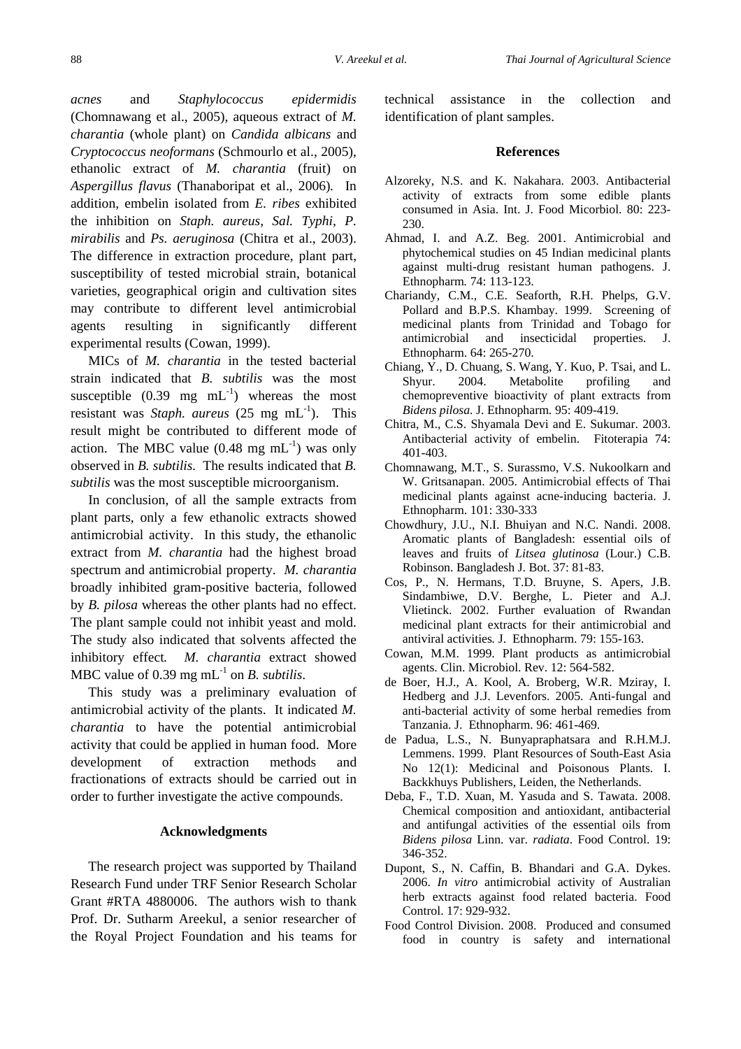*acnes* and *Staphylococcus epidermidis* (Chomnawang et al., 2005), aqueous extract of *M. charantia* (whole plant) on *Candida albicans* and *Cryptococcus neoformans* (Schmourlo et al., 2005), ethanolic extract of *M. charantia* (fruit) on *Aspergillus flavus* (Thanaboripat et al., 2006). In addition, embelin isolated from *E. ribes* exhibited the inhibition on *Staph. aureus, Sal. Typhi, P. mirabilis* and *Ps. aeruginosa* (Chitra et al., 2003). The difference in extraction procedure, plant part, susceptibility of tested microbial strain, botanical varieties, geographical origin and cultivation sites may contribute to different level antimicrobial agents resulting in significantly different experimental results (Cowan, 1999).

MICs of *M. charantia* in the tested bacterial strain indicated that *B. subtilis* was the most susceptible (0.39 mg $mL^{-1}$) whereas the most resistant was *Staph. aureus* (25 mg $mL^{-1}$). This result might be contributed to different mode of action. The MBC value (0.48 mg $mL^{-1}$) was only observed in *B. subtilis*. The results indicated that *B. subtilis* was the most susceptible microorganism.

In conclusion, of all the sample extracts from plant parts, only a few ethanolic extracts showed antimicrobial activity. In this study, the ethanolic extract from *M. charantia* had the highest broad spectrum and antimicrobial property. *M. charantia* broadly inhibited gram-positive bacteria, followed by *B. pilosa* whereas the other plants had no effect. The plant sample could not inhibit yeast and mold. The study also indicated that solvents affected the inhibitory effect. *M. charantia* extract showed MBC value of 0.39 mg $mL^{-1}$ on *B. subtilis*.

This study was a preliminary evaluation of antimicrobial activity of the plants. It indicated *M. charantia* to have the potential antimicrobial activity that could be applied in human food. More development of extraction methods and fractionations of extracts should be carried out in order to further investigate the active compounds.

## Acknowledgments

The research project was supported by Thailand Research Fund under TRF Senior Research Scholar Grant #RTA 4880006. The authors wish to thank Prof. Dr. Sutharm Areekul, a senior researcher of the Royal Project Foundation and his teams for technical assistance in the collection and identification of plant samples.

## References

Alzoreky, N.S. and K. Nakahara. 2003. Antibacterial activity of extracts from some edible plants consumed in Asia. Int. J. Food Micorbiol. 80: 223-230.

Ahmad, I. and A.Z. Beg. 2001. Antimicrobial and phytochemical studies on 45 Indian medicinal plants against multi-drug resistant human pathogens. J. Ethnopharm. 74: 113-123.

Chariandy, C.M., C.E. Seaforth, R.H. Phelps, G.V. Pollard and B.P.S. Khambay. 1999. Screening of medicinal plants from Trinidad and Tobago for antimicrobial and insecticidal properties. J. Ethnopharm. 64: 265-270.

Chiang, Y., D. Chuang, S. Wang, Y. Kuo, P. Tsai, and L. Shyur. 2004. Metabolite profiling and chemopreventive bioactivity of plant extracts from *Bidens pilosa*. J. Ethnopharm. 95: 409-419.

Chitra, M., C.S. Shyamala Devi and E. Sukumar. 2003. Antibacterial activity of embelin. Fitoterapia 74: 401-403.

Chomnawang, M.T., S. Surassmo, V.S. Nukoolkarn and W. Gritsanapan. 2005. Antimicrobial effects of Thai medicinal plants against acne-inducing bacteria. J. Ethnopharm. 101: 330-333

Chowdhury, J.U., N.I. Bhuiyan and N.C. Nandi. 2008. Aromatic plants of Bangladesh: essential oils of leaves and fruits of *Litsea glutinosa* (Lour.) C.B. Robinson. Bangladesh J. Bot. 37: 81-83.

Cos, P., N. Hermans, T.D. Bruyne, S. Apers, J.B. Sindambiwe, D.V. Berghe, L. Pieter and A.J. Vlietinck. 2002. Further evaluation of Rwandan medicinal plant extracts for their antimicrobial and antiviral activities. J. Ethnopharm. 79: 155-163.

Cowan, M.M. 1999. Plant products as antimicrobial agents. Clin. Microbiol. Rev. 12: 564-582.

de Boer, H.J., A. Kool, A. Broberg, W.R. Mziray, I. Hedberg and J.J. Levenfors. 2005. Anti-fungal and anti-bacterial activity of some herbal remedies from Tanzania. J. Ethnopharm. 96: 461-469.

de Padua, L.S., N. Bunyapraphatsara and R.H.M.J. Lemmens. 1999. Plant Resources of South-East Asia No 12(1): Medicinal and Poisonous Plants. I. Backkhuys Publishers, Leiden, the Netherlands.

Deba, F., T.D. Xuan, M. Yasuda and S. Tawata. 2008. Chemical composition and antioxidant, antibacterial and antifungal activities of the essential oils from *Bidens pilosa* Linn. var. *radiata*. Food Control. 19: 346-352.

Dupont, S., N. Caffin, B. Bhandari and G.A. Dykes. 2006. *In vitro* antimicrobial activity of Australian herb extracts against food related bacteria. Food Control. 17: 929-932.

Food Control Division. 2008. Produced and consumed food in country is safety and international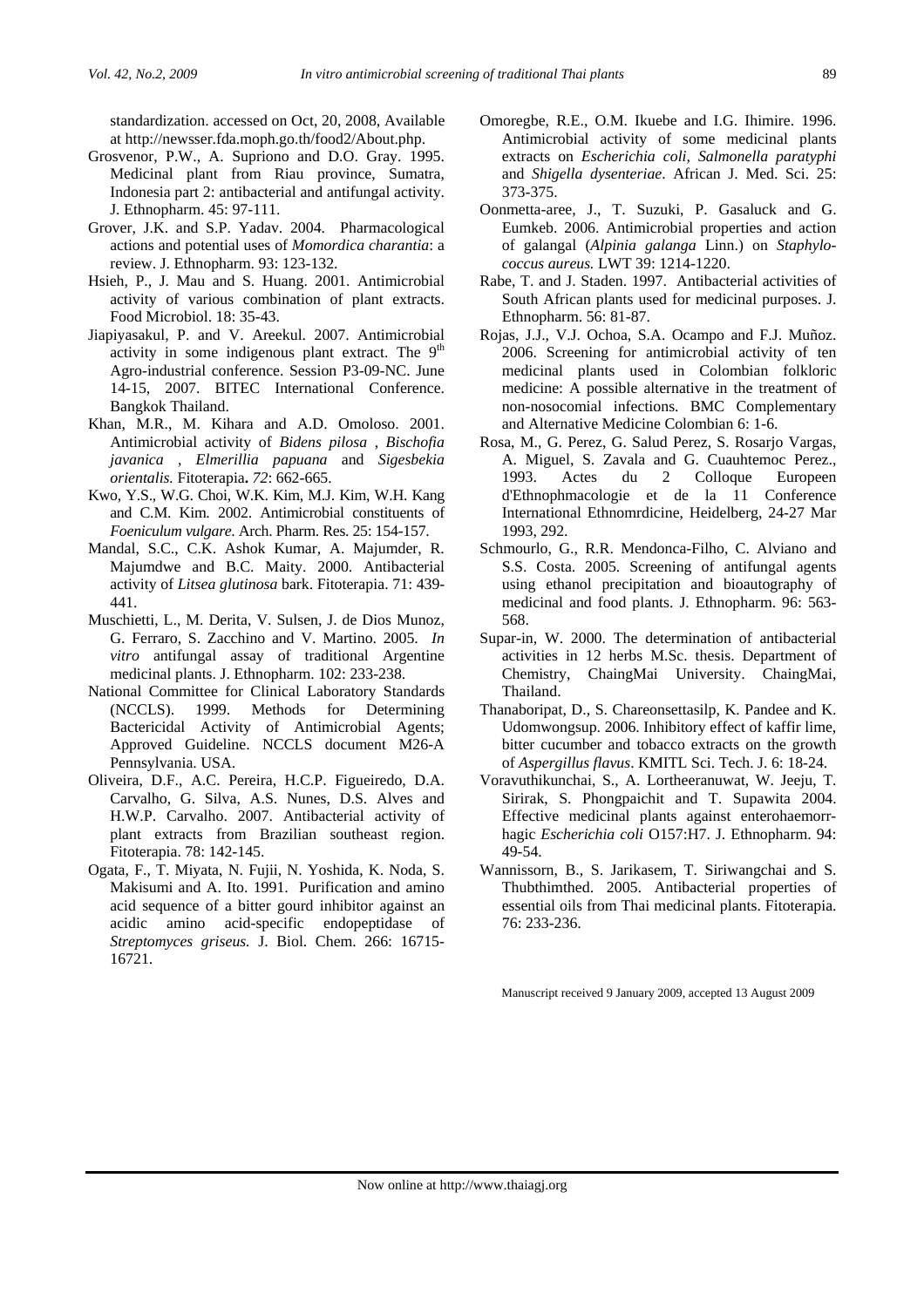standardization. accessed on Oct, 20, 2008, Available at http://newsser.fda.moph.go.th/food2/About.php.

Grosvenor, P.W., A. Supriono and D.O. Gray. 1995. Medicinal plant from Riau province, Sumatra, Indonesia part 2: antibacterial and antifungal activity. J. Ethnopharm. 45: 97-111.

Grover, J.K. and S.P. Yadav. 2004. Pharmacological actions and potential uses of *Momordica charantia*: a review. J. Ethnopharm. 93: 123-132.

Hsieh, P., J. Mau and S. Huang. 2001. Antimicrobial activity of various combination of plant extracts. Food Microbiol. 18: 35-43.

Jiapiyasakul, P. and V. Areekul. 2007. Antimicrobial activity in some indigenous plant extract. The 9th Agro-industrial conference. Session P3-09-NC. June 14-15, 2007. BITEC International Conference. Bangkok Thailand.

Khan, M.R., M. Kihara and A.D. Omoloso. 2001. Antimicrobial activity of *Bidens pilosa* , *Bischofia javanica* , *Elmerillia papuana* and *Sigesbekia orientalis.* Fitoterapia**.** *72*: 662-665.

Kwo, Y.S., W.G. Choi, W.K. Kim, M.J. Kim, W.H. Kang and C.M. Kim. 2002. Antimicrobial constituents of *Foeniculum vulgare.* Arch. Pharm. Res. 25: 154-157.

Mandal, S.C., C.K. Ashok Kumar, A. Majumder, R. Majumdwe and B.C. Maity. 2000. Antibacterial activity of *Litsea glutinosa* bark. Fitoterapia. 71: 439-441.

Muschietti, L., M. Derita, V. Sulsen, J. de Dios Munoz, G. Ferraro, S. Zacchino and V. Martino. 2005. *In vitro* antifungal assay of traditional Argentine medicinal plants. J. Ethnopharm. 102: 233-238.

National Committee for Clinical Laboratory Standards (NCCLS). 1999. Methods for Determining Bactericidal Activity of Antimicrobial Agents; Approved Guideline. NCCLS document M26-A Pennsylvania. USA.

Oliveira, D.F., A.C. Pereira, H.C.P. Figueiredo, D.A. Carvalho, G. Silva, A.S. Nunes, D.S. Alves and H.W.P. Carvalho. 2007. Antibacterial activity of plant extracts from Brazilian southeast region. Fitoterapia. 78: 142-145.

Ogata, F., T. Miyata, N. Fujii, N. Yoshida, K. Noda, S. Makisumi and A. Ito. 1991. Purification and amino acid sequence of a bitter gourd inhibitor against an acidic amino acid-specific endopeptidase of *Streptomyces griseus.* J. Biol. Chem. 266: 16715-16721.

Omoregbe, R.E., O.M. Ikuebe and I.G. Ihimire. 1996. Antimicrobial activity of some medicinal plants extracts on *Escherichia coli, Salmonella paratyphi* and *Shigella dysenteriae*. African J. Med. Sci. 25: 373-375.

Oonmetta-aree, J., T. Suzuki, P. Gasaluck and G. Eumkeb. 2006. Antimicrobial properties and action of galangal (*Alpinia galanga* Linn.) on *Staphylococcus aureus.* LWT 39: 1214-1220.

Rabe, T. and J. Staden. 1997. Antibacterial activities of South African plants used for medicinal purposes. J. Ethnopharm. 56: 81-87.

Rojas, J.J., V.J. Ochoa, S.A. Ocampo and F.J. Muñoz. 2006. Screening for antimicrobial activity of ten medicinal plants used in Colombian folkloric medicine: A possible alternative in the treatment of non-nosocomial infections. BMC Complementary and Alternative Medicine Colombian 6: 1-6.

Rosa, M., G. Perez, G. Salud Perez, S. Rosarjo Vargas, A. Miguel, S. Zavala and G. Cuauhtemoc Perez., 1993. Actes du 2 Colloque Europeen d'Ethnophmacologie et de la 11 Conference International Ethnomrdicine, Heidelberg, 24-27 Mar 1993, 292.

Schmourlo, G., R.R. Mendonca-Filho, C. Alviano and S.S. Costa. 2005. Screening of antifungal agents using ethanol precipitation and bioautography of medicinal and food plants. J. Ethnopharm. 96: 563-568.

Supar-in, W. 2000. The determination of antibacterial activities in 12 herbs M.Sc. thesis. Department of Chemistry, ChaingMai University. ChaingMai, Thailand.

Thanaboripat, D., S. Chareonsettasilp, K. Pandee and K. Udomwongsup. 2006. Inhibitory effect of kaffir lime, bitter cucumber and tobacco extracts on the growth of *Aspergillus flavus*. KMITL Sci. Tech. J. 6: 18-24.

Voravuthikunchai, S., A. Lortheeranuwat, W. Jeeju, T. Sirirak, S. Phongpaichit and T. Supawita 2004. Effective medicinal plants against enterohaemorrhagic *Escherichia coli* O157:H7. J. Ethnopharm. 94: 49-54.

Wannissorn, B., S. Jarikasem, T. Siriwangchai and S. Thubthimthed. 2005. Antibacterial properties of essential oils from Thai medicinal plants. Fitoterapia. 76: 233-236.

Manuscript received 9 January 2009, accepted 13 August 2009